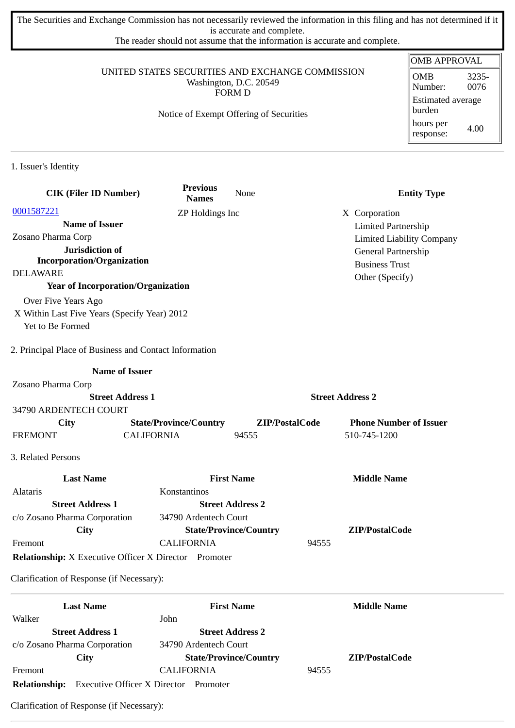The Securities and Exchange Commission has not necessarily reviewed the information in this filing and has not determined if it is accurate and complete.
The reader should not assume that the information is accurate and complete.

| OMB APPROVAL | |
|---|---|
| OMB Number: | 3235-0076 |
| Estimated average burden | |
| hours per response: | 4.00 |

UNITED STATES SECURITIES AND EXCHANGE COMMISSION
Washington, D.C. 20549
FORM D

Notice of Exempt Offering of Securities

## 1. Issuer's Identity

| CIK (Filer ID Number) | Previous Names | None | Entity Type |
|---|---|---|---|
| 0001587221 | ZP Holdings Inc | | X Corporation |
| **Name of Issuer** | | | Limited Partnership |
| Zosano Pharma Corp | | | Limited Liability Company |
| **Jurisdiction of Incorporation/Organization** | | | General Partnership |
| DELAWARE | | | Business Trust |
| **Year of Incorporation/Organization** | | | Other (Specify) |

Over Five Years Ago
X Within Last Five Years (Specify Year) 2012
Yet to Be Formed

## 2. Principal Place of Business and Contact Information

| Name of Issuer | | | |
|---|---|---|---|
| Zosano Pharma Corp | | | |
| **Street Address 1** | | **Street Address 2** | |
| 34790 ARDENTECH COURT | | | |
| **City** | **State/Province/Country** | **ZIP/PostalCode** | **Phone Number of Issuer** |
| FREMONT | CALIFORNIA | 94555 | 510-745-1200 |

## 3. Related Persons

| Last Name | First Name | Middle Name |
|---|---|---|
| Alataris | Konstantinos | |
| **Street Address 1** | **Street Address 2** | |
| c/o Zosano Pharma Corporation | 34790 Ardentech Court | |
| **City** | **State/Province/Country** | **ZIP/PostalCode** |
| Fremont | CALIFORNIA | 94555 |

**Relationship:** X Executive Officer X Director Promoter

Clarification of Response (if Necessary):

---

| Last Name | First Name | Middle Name |
|---|---|---|
| Walker | John | |
| **Street Address 1** | **Street Address 2** | |
| c/o Zosano Pharma Corporation | 34790 Ardentech Court | |
| **City** | **State/Province/Country** | **ZIP/PostalCode** |
| Fremont | CALIFORNIA | 94555 |

**Relationship:** Executive Officer X Director Promoter

Clarification of Response (if Necessary):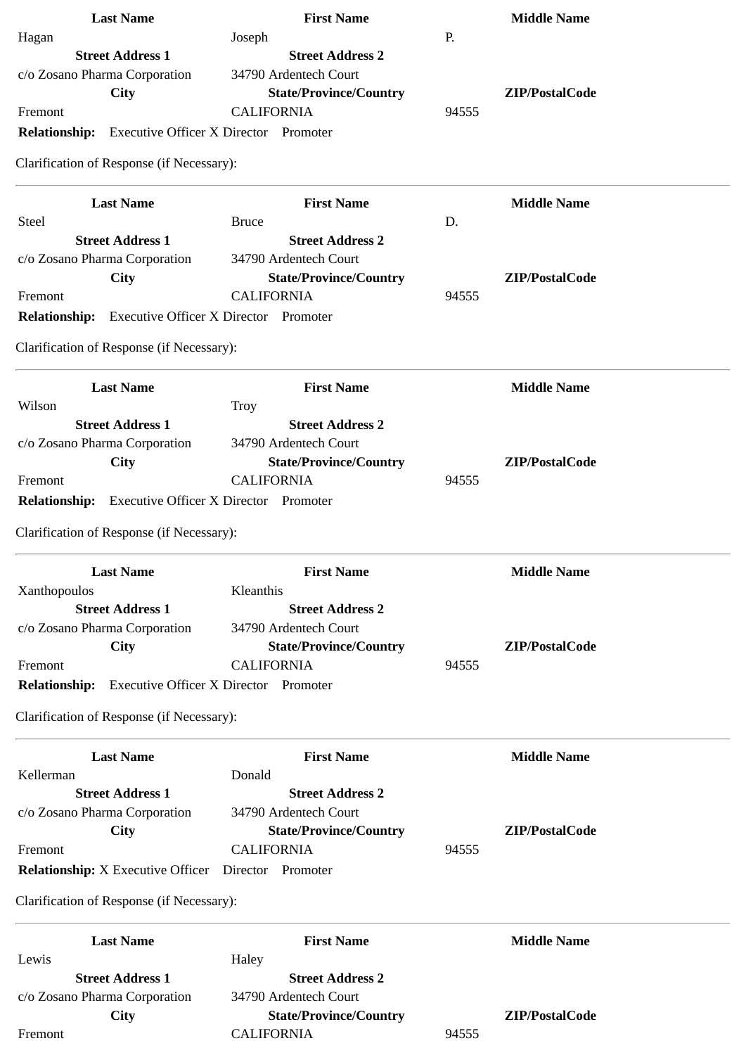| Last Name | First Name | Middle Name |
|---|---|---|
| Hagan | Joseph | P. |
| **Street Address 1** | **Street Address 2** | |
| c/o Zosano Pharma Corporation | 34790 Ardentech Court | |
| **City** | **State/Province/Country** | **ZIP/PostalCode** |
| Fremont | CALIFORNIA | 94555 |

**Relationship:** Executive Officer X Director Promoter

Clarification of Response (if Necessary):

---

| Last Name | First Name | Middle Name |
|---|---|---|
| Steel | Bruce | D. |
| **Street Address 1** | **Street Address 2** | |
| c/o Zosano Pharma Corporation | 34790 Ardentech Court | |
| **City** | **State/Province/Country** | **ZIP/PostalCode** |
| Fremont | CALIFORNIA | 94555 |

**Relationship:** Executive Officer X Director Promoter

Clarification of Response (if Necessary):

---

| Last Name | First Name | Middle Name |
|---|---|---|
| Wilson | Troy | |
| **Street Address 1** | **Street Address 2** | |
| c/o Zosano Pharma Corporation | 34790 Ardentech Court | |
| **City** | **State/Province/Country** | **ZIP/PostalCode** |
| Fremont | CALIFORNIA | 94555 |

**Relationship:** Executive Officer X Director Promoter

Clarification of Response (if Necessary):

---

| Last Name | First Name | Middle Name |
|---|---|---|
| Xanthopoulos | Kleanthis | |
| **Street Address 1** | **Street Address 2** | |
| c/o Zosano Pharma Corporation | 34790 Ardentech Court | |
| **City** | **State/Province/Country** | **ZIP/PostalCode** |
| Fremont | CALIFORNIA | 94555 |

**Relationship:** Executive Officer X Director Promoter

Clarification of Response (if Necessary):

---

| Last Name | First Name | Middle Name |
|---|---|---|
| Kellerman | Donald | |
| **Street Address 1** | **Street Address 2** | |
| c/o Zosano Pharma Corporation | 34790 Ardentech Court | |
| **City** | **State/Province/Country** | **ZIP/PostalCode** |
| Fremont | CALIFORNIA | 94555 |

**Relationship:** X Executive Officer Director Promoter

Clarification of Response (if Necessary):

---

| Last Name | First Name | Middle Name |
|---|---|---|
| Lewis | Haley | |
| **Street Address 1** | **Street Address 2** | |
| c/o Zosano Pharma Corporation | 34790 Ardentech Court | |
| **City** | **State/Province/Country** | **ZIP/PostalCode** |
| Fremont | CALIFORNIA | 94555 |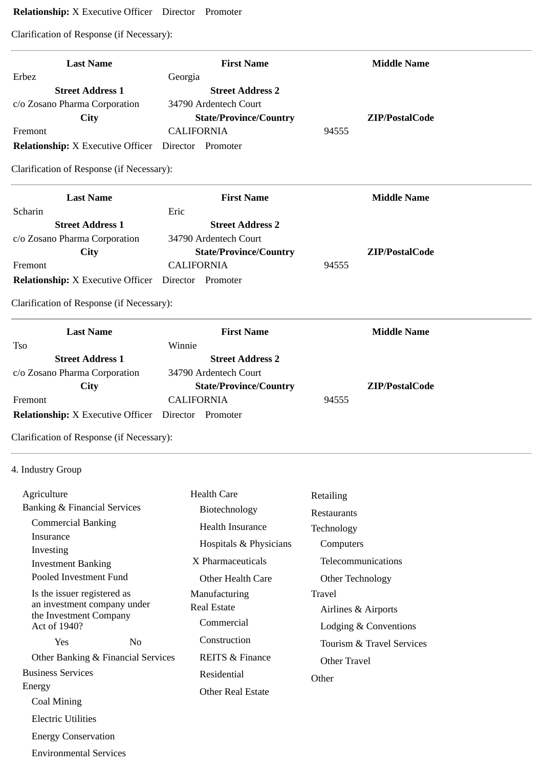**Relationship:** X Executive Officer Director Promoter

Clarification of Response (if Necessary):

---

| Last Name | First Name | Middle Name |
|---|---|---|
| Erbez | Georgia | |
| **Street Address 1** | **Street Address 2** | |
| c/o Zosano Pharma Corporation | 34790 Ardentech Court | |
| **City** | **State/Province/Country** | **ZIP/PostalCode** |
| Fremont | CALIFORNIA | 94555 |

**Relationship:** X Executive Officer Director Promoter

Clarification of Response (if Necessary):

---

| Last Name | First Name | Middle Name |
|---|---|---|
| Scharin | Eric | |
| **Street Address 1** | **Street Address 2** | |
| c/o Zosano Pharma Corporation | 34790 Ardentech Court | |
| **City** | **State/Province/Country** | **ZIP/PostalCode** |
| Fremont | CALIFORNIA | 94555 |

**Relationship:** X Executive Officer Director Promoter

Clarification of Response (if Necessary):

---

| Last Name | First Name | Middle Name |
|---|---|---|
| Tso | Winnie | |
| **Street Address 1** | **Street Address 2** | |
| c/o Zosano Pharma Corporation | 34790 Ardentech Court | |
| **City** | **State/Province/Country** | **ZIP/PostalCode** |
| Fremont | CALIFORNIA | 94555 |

**Relationship:** X Executive Officer Director Promoter

Clarification of Response (if Necessary):

---

4. Industry Group

- Agriculture
- Banking & Financial Services
  - Commercial Banking
  - Insurance
  - Investing
  - Investment Banking
  - Pooled Investment Fund
  - Is the issuer registered as an investment company under the Investment Company Act of 1940?
    - Yes No
  - Other Banking & Financial Services
- Business Services
- Energy
  - Coal Mining
  - Electric Utilities
  - Energy Conservation
  - Environmental Services
- Health Care
  - Biotechnology
  - Health Insurance
  - Hospitals & Physicians
  - X Pharmaceuticals
  - Other Health Care
- Manufacturing
- Real Estate
  - Commercial
  - Construction
  - REITS & Finance
  - Residential
  - Other Real Estate
- Retailing
- Restaurants
- Technology
  - Computers
  - Telecommunications
  - Other Technology
- Travel
  - Airlines & Airports
  - Lodging & Conventions
  - Tourism & Travel Services
  - Other Travel
- Other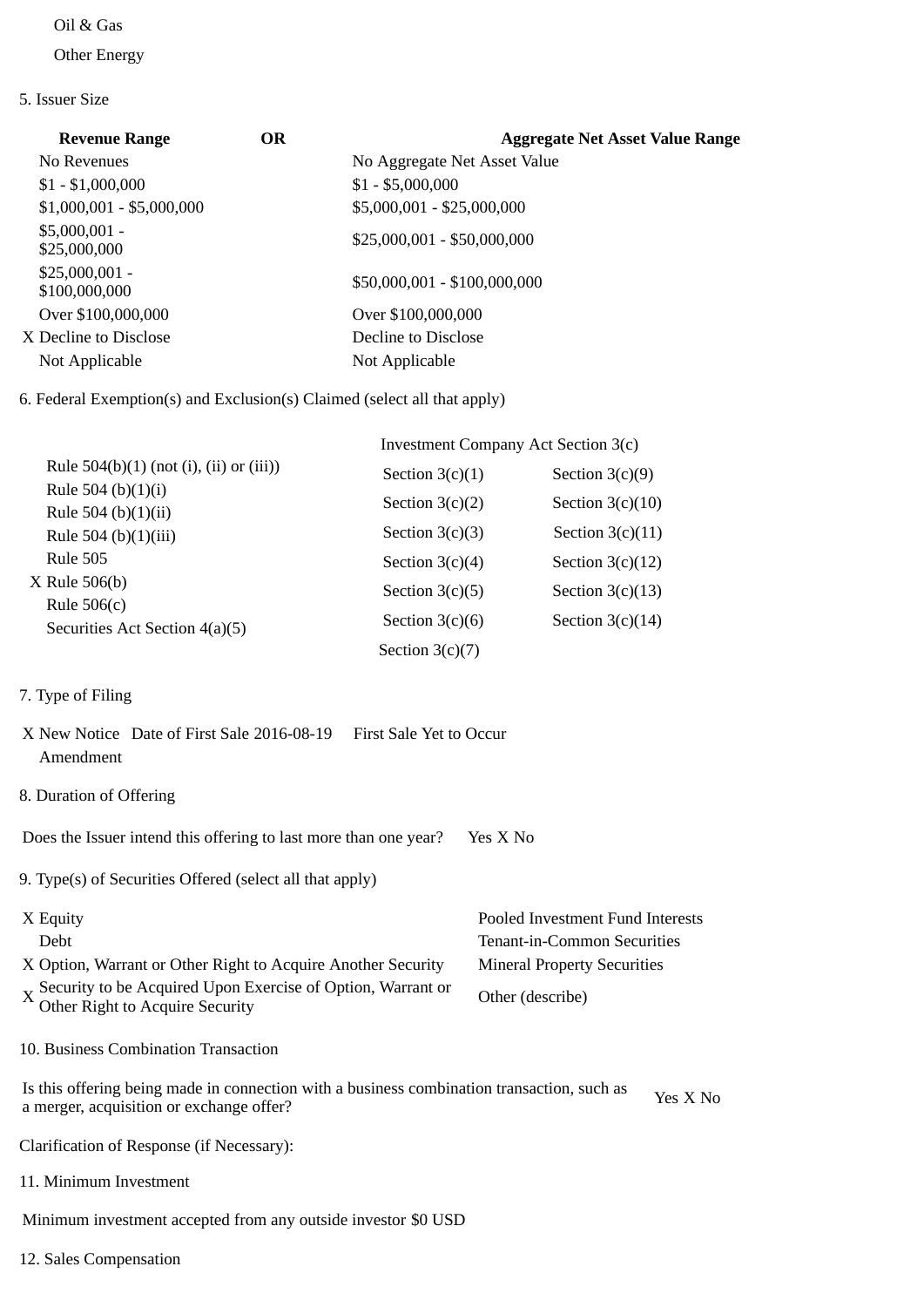Oil & Gas

Other Energy

5. Issuer Size

| Revenue Range | OR | Aggregate Net Asset Value Range |
|---|---|---|
| No Revenues | | No Aggregate Net Asset Value |
| $1 - $1,000,000 | | $1 - $5,000,000 |
| $1,000,001 - $5,000,000 | | $5,000,001 - $25,000,000 |
| $5,000,001 - $25,000,000 | | $25,000,001 - $50,000,000 |
| $25,000,001 - $100,000,000 | | $50,000,001 - $100,000,000 |
| Over $100,000,000 | | Over $100,000,000 |
| X Decline to Disclose | | Decline to Disclose |
| Not Applicable | | Not Applicable |

6. Federal Exemption(s) and Exclusion(s) Claimed (select all that apply)

| | Investment Company Act Section 3(c) | |
|---|---|---|
| Rule 504(b)(1) (not (i), (ii) or (iii)) | Section 3(c)(1) | Section 3(c)(9) |
| Rule 504 (b)(1)(i) | Section 3(c)(2) | Section 3(c)(10) |
| Rule 504 (b)(1)(ii) | Section 3(c)(3) | Section 3(c)(11) |
| Rule 504 (b)(1)(iii) | Section 3(c)(4) | Section 3(c)(12) |
| Rule 505 | Section 3(c)(5) | Section 3(c)(13) |
| X Rule 506(b) | Section 3(c)(6) | Section 3(c)(14) |
| Rule 506(c) | Section 3(c)(7) | |
| Securities Act Section 4(a)(5) | | |

7. Type of Filing

X New Notice Date of First Sale 2016-08-19 First Sale Yet to Occur

Amendment

8. Duration of Offering

Does the Issuer intend this offering to last more than one year? Yes X No

9. Type(s) of Securities Offered (select all that apply)

| | |
|---|---|
| X Equity | Pooled Investment Fund Interests |
| Debt | Tenant-in-Common Securities |
| X Option, Warrant or Other Right to Acquire Another Security | Mineral Property Securities |
| X Security to be Acquired Upon Exercise of Option, Warrant or Other Right to Acquire Security | Other (describe) |

10. Business Combination Transaction

Is this offering being made in connection with a business combination transaction, such as a merger, acquisition or exchange offer? Yes X No

Clarification of Response (if Necessary):

11. Minimum Investment

Minimum investment accepted from any outside investor $0 USD

12. Sales Compensation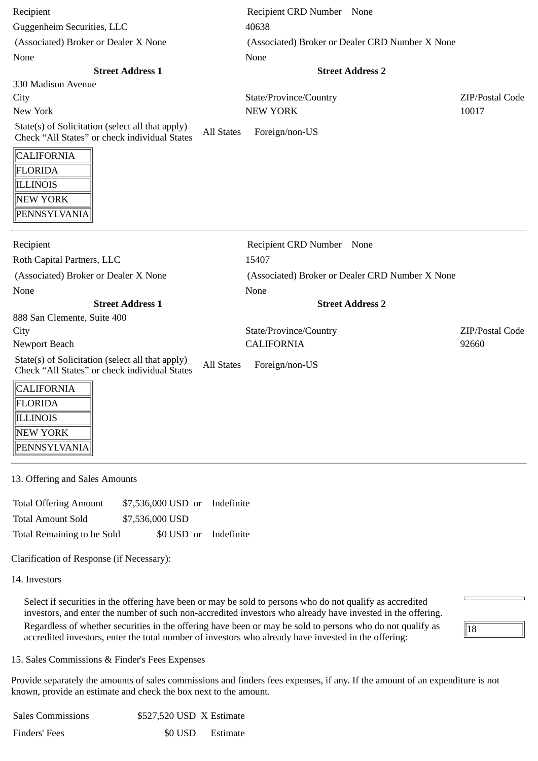| Recipient | Recipient CRD Number None | |
|---|---|---|
| Guggenheim Securities, LLC | 40638 | |
| (Associated) Broker or Dealer X None | (Associated) Broker or Dealer CRD Number X None | |
| None | None | |
| **Street Address 1** | **Street Address 2** | |
| 330 Madison Avenue | | |
| City | State/Province/Country | ZIP/Postal Code |
| New York | NEW YORK | 10017 |

State(s) of Solicitation (select all that apply) Check "All States" or check individual States   All States   Foreign/non-US

- CALIFORNIA
- FLORIDA
- ILLINOIS
- NEW YORK
- PENNSYLVANIA

---

| Recipient | Recipient CRD Number None | |
|---|---|---|
| Roth Capital Partners, LLC | 15407 | |
| (Associated) Broker or Dealer X None | (Associated) Broker or Dealer CRD Number X None | |
| None | None | |
| **Street Address 1** | **Street Address 2** | |
| 888 San Clemente, Suite 400 | | |
| City | State/Province/Country | ZIP/Postal Code |
| Newport Beach | CALIFORNIA | 92660 |

State(s) of Solicitation (select all that apply) Check "All States" or check individual States   All States   Foreign/non-US

- CALIFORNIA
- FLORIDA
- ILLINOIS
- NEW YORK
- PENNSYLVANIA

---

13. Offering and Sales Amounts

| | | | |
|---|---|---|---|
| Total Offering Amount | $7,536,000 USD | or | Indefinite |
| Total Amount Sold | $7,536,000 USD | | |
| Total Remaining to be Sold | $0 USD | or | Indefinite |

Clarification of Response (if Necessary):

14. Investors

Select if securities in the offering have been or may be sold to persons who do not qualify as accredited investors, and enter the number of such non-accredited investors who already have invested in the offering.

Regardless of whether securities in the offering have been or may be sold to persons who do not qualify as accredited investors, enter the total number of investors who already have invested in the offering: 18

15. Sales Commissions & Finder's Fees Expenses

Provide separately the amounts of sales commissions and finders fees expenses, if any. If the amount of an expenditure is not known, provide an estimate and check the box next to the amount.

| | | |
|---|---|---|
| Sales Commissions | $527,520 USD | X Estimate |
| Finders' Fees | $0 USD | Estimate |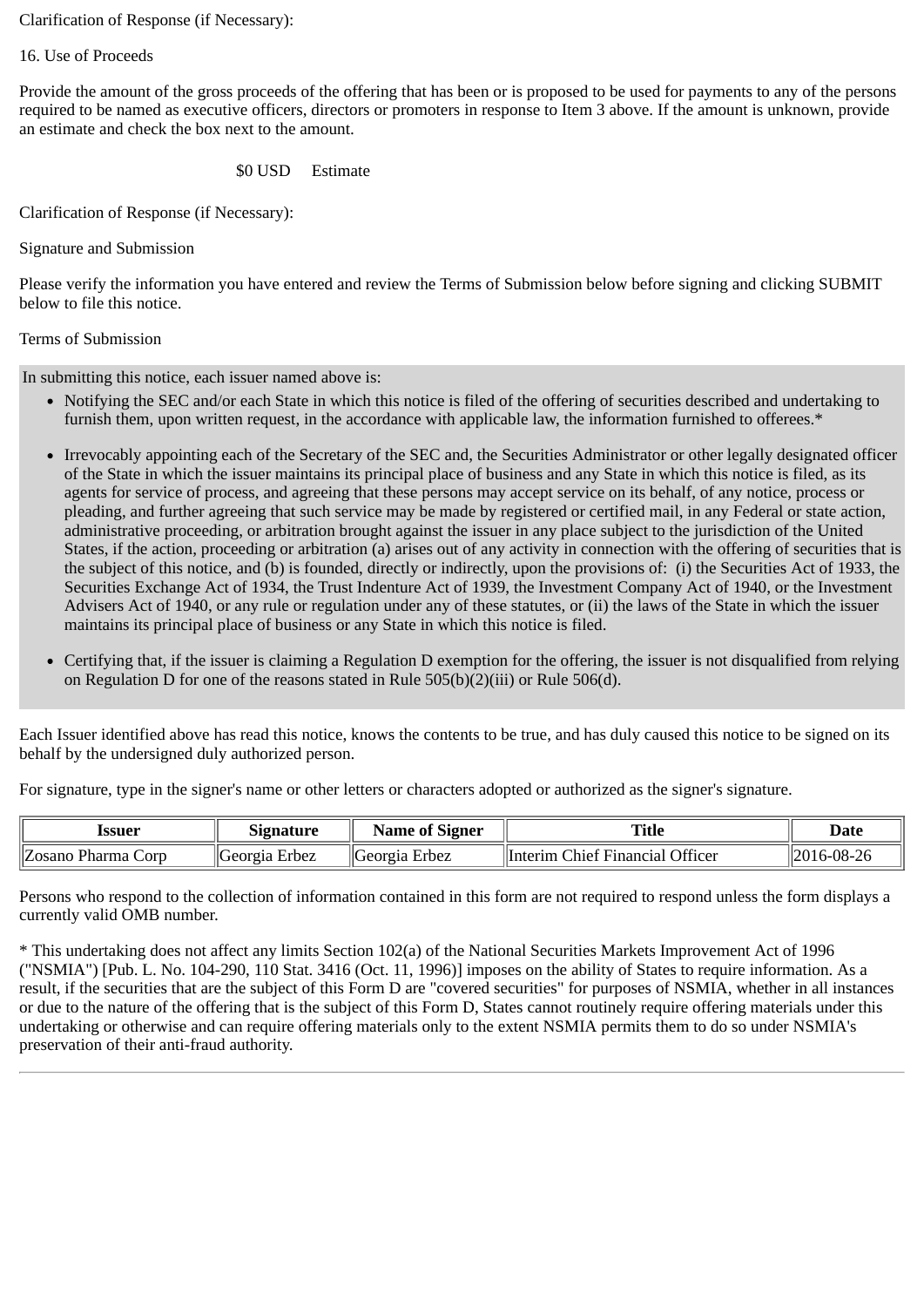Clarification of Response (if Necessary):

16. Use of Proceeds

Provide the amount of the gross proceeds of the offering that has been or is proposed to be used for payments to any of the persons required to be named as executive officers, directors or promoters in response to Item 3 above. If the amount is unknown, provide an estimate and check the box next to the amount.

$0 USD Estimate

Clarification of Response (if Necessary):

Signature and Submission

Please verify the information you have entered and review the Terms of Submission below before signing and clicking SUBMIT below to file this notice.

Terms of Submission

In submitting this notice, each issuer named above is:

- Notifying the SEC and/or each State in which this notice is filed of the offering of securities described and undertaking to furnish them, upon written request, in the accordance with applicable law, the information furnished to offerees.*
- Irrevocably appointing each of the Secretary of the SEC and, the Securities Administrator or other legally designated officer of the State in which the issuer maintains its principal place of business and any State in which this notice is filed, as its agents for service of process, and agreeing that these persons may accept service on its behalf, of any notice, process or pleading, and further agreeing that such service may be made by registered or certified mail, in any Federal or state action, administrative proceeding, or arbitration brought against the issuer in any place subject to the jurisdiction of the United States, if the action, proceeding or arbitration (a) arises out of any activity in connection with the offering of securities that is the subject of this notice, and (b) is founded, directly or indirectly, upon the provisions of: (i) the Securities Act of 1933, the Securities Exchange Act of 1934, the Trust Indenture Act of 1939, the Investment Company Act of 1940, or the Investment Advisers Act of 1940, or any rule or regulation under any of these statutes, or (ii) the laws of the State in which the issuer maintains its principal place of business or any State in which this notice is filed.
- Certifying that, if the issuer is claiming a Regulation D exemption for the offering, the issuer is not disqualified from relying on Regulation D for one of the reasons stated in Rule 505(b)(2)(iii) or Rule 506(d).

Each Issuer identified above has read this notice, knows the contents to be true, and has duly caused this notice to be signed on its behalf by the undersigned duly authorized person.

For signature, type in the signer's name or other letters or characters adopted or authorized as the signer's signature.

| Issuer | Signature | Name of Signer | Title | Date |
|---|---|---|---|---|
| Zosano Pharma Corp | Georgia Erbez | Georgia Erbez | Interim Chief Financial Officer | 2016-08-26 |

Persons who respond to the collection of information contained in this form are not required to respond unless the form displays a currently valid OMB number.

* This undertaking does not affect any limits Section 102(a) of the National Securities Markets Improvement Act of 1996 ("NSMIA") [Pub. L. No. 104-290, 110 Stat. 3416 (Oct. 11, 1996)] imposes on the ability of States to require information. As a result, if the securities that are the subject of this Form D are "covered securities" for purposes of NSMIA, whether in all instances or due to the nature of the offering that is the subject of this Form D, States cannot routinely require offering materials under this undertaking or otherwise and can require offering materials only to the extent NSMIA permits them to do so under NSMIA's preservation of their anti-fraud authority.